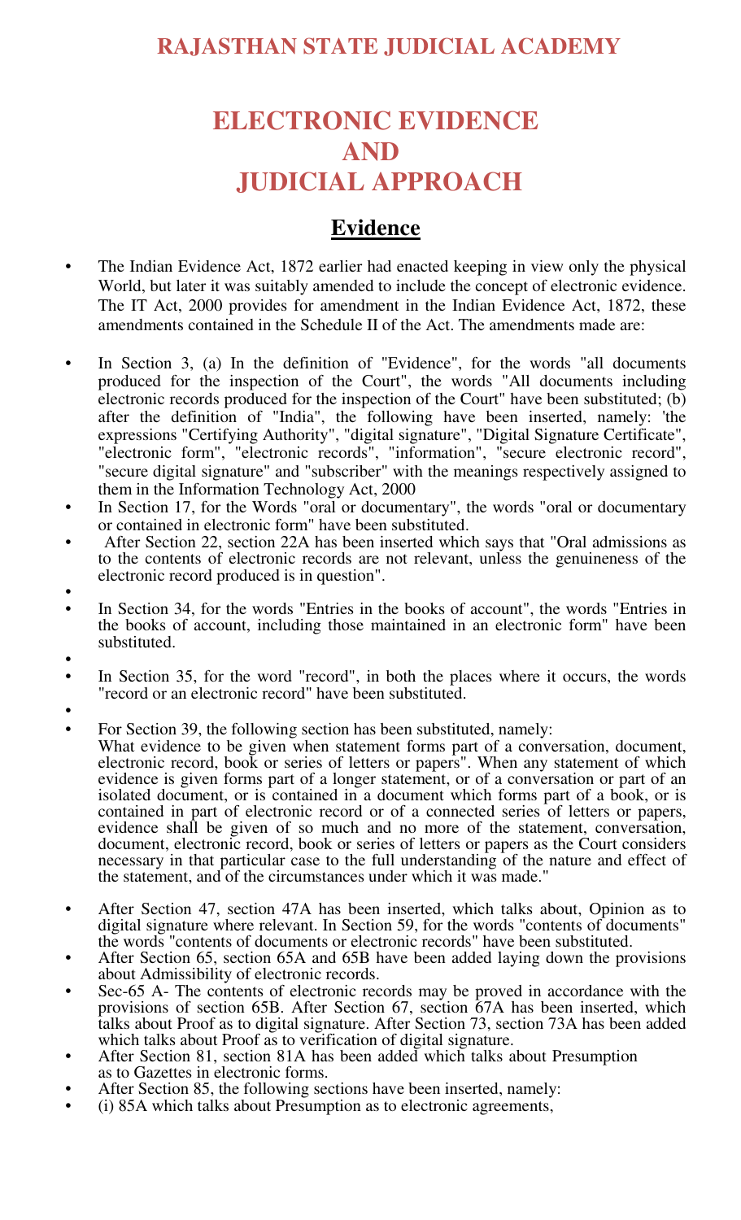# RAJASTHAN STATE JUDICIAL ACADEMY

# ELECTRONIC EVIDENCE AND JUDICIAL APPROACH

## Evidence

- The Indian Evidence Act, 1872 earlier had enacted keeping in view only the physical World, but later it was suitably amended to include the concept of electronic evidence. The IT Act, 2000 provides for amendment in the Indian Evidence Act, 1872, these amendments contained in the Schedule II of the Act. The amendments made are:

- In Section 3, (a) In the definition of "Evidence", for the words "all documents produced for the inspection of the Court", the words "All documents including electronic records produced for the inspection of the Court" have been substituted; (b) after the definition of "India", the following have been inserted, namely: 'the expressions "Certifying Authority", "digital signature", "Digital Signature Certificate", "electronic form", "electronic records", "information", "secure electronic record", "secure digital signature" and "subscriber" with the meanings respectively assigned to them in the Information Technology Act, 2000
- In Section 17, for the Words "oral or documentary", the words "oral or documentary or contained in electronic form" have been substituted.
- After Section 22, section 22A has been inserted which says that "Oral admissions as to the contents of electronic records are not relevant, unless the genuineness of the electronic record produced is in question".
- In Section 34, for the words "Entries in the books of account", the words "Entries in the books of account, including those maintained in an electronic form" have been substituted.
- In Section 35, for the word "record", in both the places where it occurs, the words "record or an electronic record" have been substituted.
- For Section 39, the following section has been substituted, namely:
  What evidence to be given when statement forms part of a conversation, document, electronic record, book or series of letters or papers". When any statement of which evidence is given forms part of a longer statement, or of a conversation or part of an isolated document, or is contained in a document which forms part of a book, or is contained in part of electronic record or of a connected series of letters or papers, evidence shall be given of so much and no more of the statement, conversation, document, electronic record, book or series of letters or papers as the Court considers necessary in that particular case to the full understanding of the nature and effect of the statement, and of the circumstances under which it was made."

- After Section 47, section 47A has been inserted, which talks about, Opinion as to digital signature where relevant. In Section 59, for the words "contents of documents" the words "contents of documents or electronic records" have been substituted.
- After Section 65, section 65A and 65B have been added laying down the provisions about Admissibility of electronic records.
- Sec-65 A- The contents of electronic records may be proved in accordance with the provisions of section 65B. After Section 67, section 67A has been inserted, which talks about Proof as to digital signature. After Section 73, section 73A has been added which talks about Proof as to verification of digital signature.
- After Section 81, section 81A has been added which talks about Presumption as to Gazettes in electronic forms.
- After Section 85, the following sections have been inserted, namely:
- (i) 85A which talks about Presumption as to electronic agreements,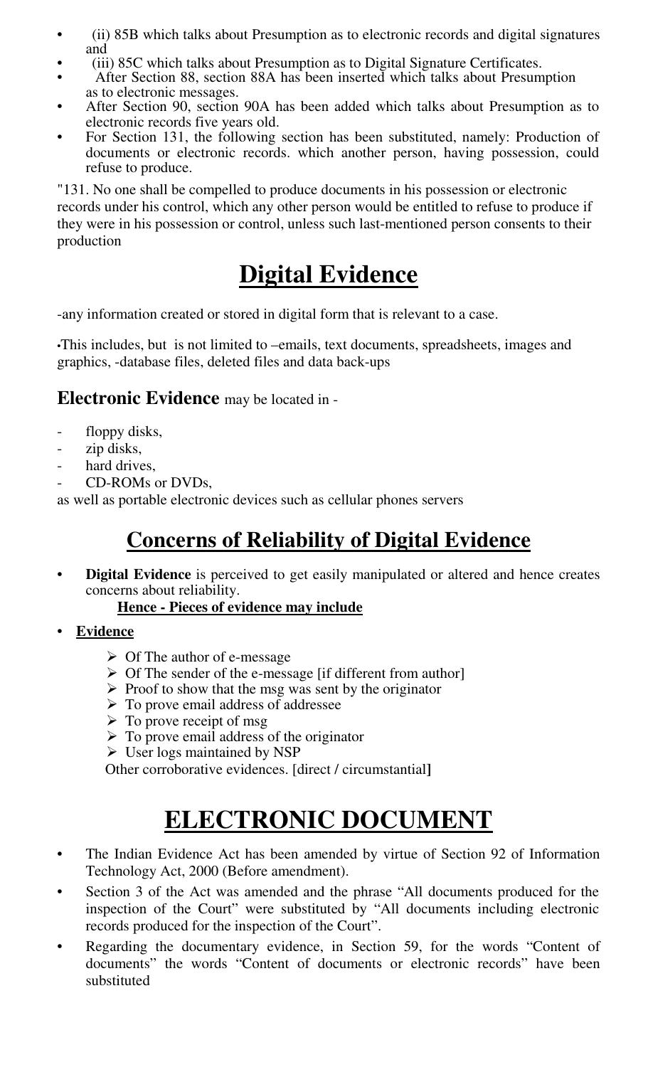- (ii) 85B which talks about Presumption as to electronic records and digital signatures and
- (iii) 85C which talks about Presumption as to Digital Signature Certificates.
- After Section 88, section 88A has been inserted which talks about Presumption as to electronic messages.
- After Section 90, section 90A has been added which talks about Presumption as to electronic records five years old.
- For Section 131, the following section has been substituted, namely: Production of documents or electronic records. which another person, having possession, could refuse to produce.

"131. No one shall be compelled to produce documents in his possession or electronic records under his control, which any other person would be entitled to refuse to produce if they were in his possession or control, unless such last-mentioned person consents to their production

# Digital Evidence

-any information created or stored in digital form that is relevant to a case.

•This includes, but is not limited to –emails, text documents, spreadsheets, images and graphics, -database files, deleted files and data back-ups

## Electronic Evidence may be located in -

- floppy disks,
- zip disks,
- hard drives,
- CD-ROMs or DVDs,

as well as portable electronic devices such as cellular phones servers

# Concerns of Reliability of Digital Evidence

- **Digital Evidence** is perceived to get easily manipulated or altered and hence creates concerns about reliability.

  **Hence - Pieces of evidence may include**

- **Evidence**
  - Of The author of e-message
  - Of The sender of the e-message [if different from author]
  - Proof to show that the msg was sent by the originator
  - To prove email address of addressee
  - To prove receipt of msg
  - To prove email address of the originator
  - User logs maintained by NSP

  Other corroborative evidences. [direct / circumstantial]

# ELECTRONIC DOCUMENT

- The Indian Evidence Act has been amended by virtue of Section 92 of Information Technology Act, 2000 (Before amendment).
- Section 3 of the Act was amended and the phrase "All documents produced for the inspection of the Court" were substituted by "All documents including electronic records produced for the inspection of the Court".
- Regarding the documentary evidence, in Section 59, for the words "Content of documents" the words "Content of documents or electronic records" have been substituted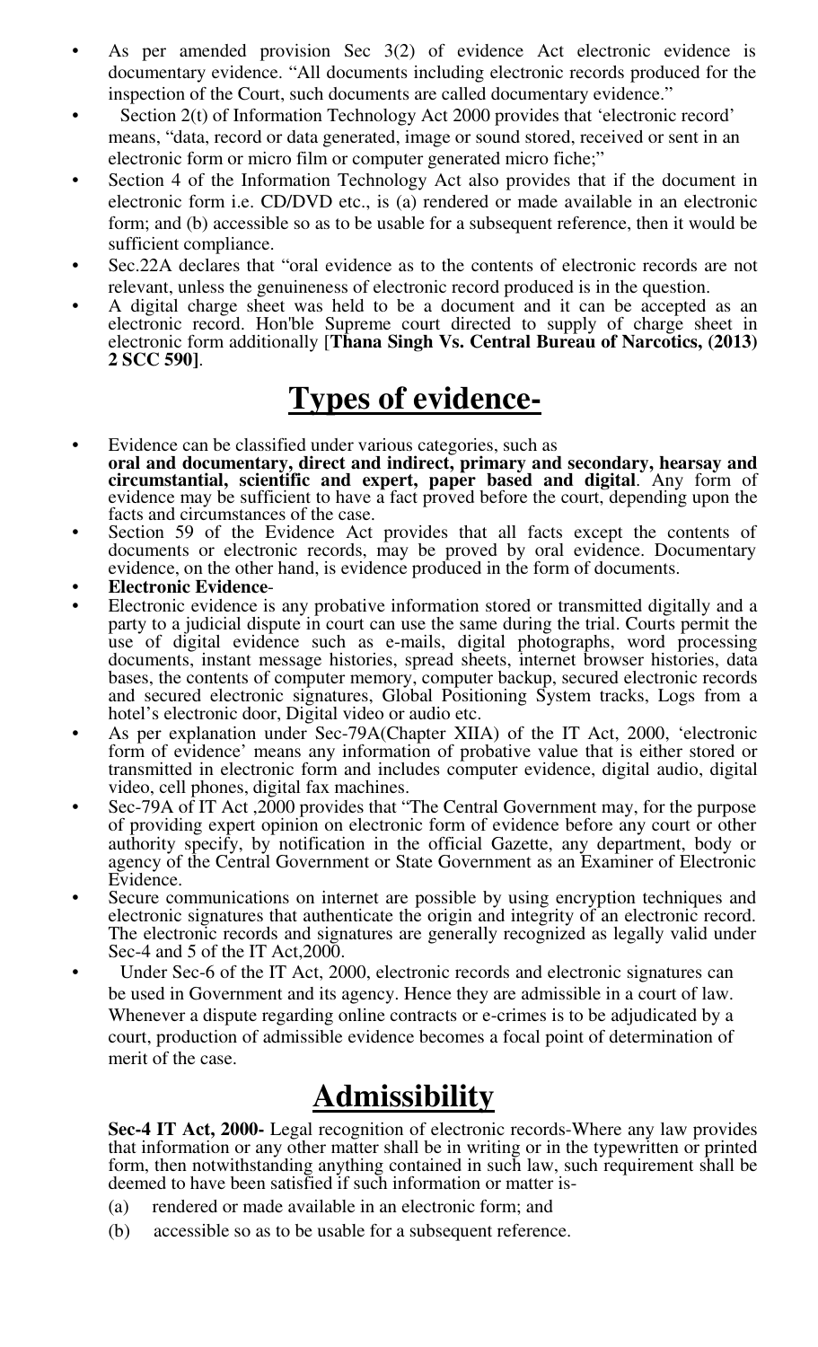- As per amended provision Sec 3(2) of evidence Act electronic evidence is documentary evidence. "All documents including electronic records produced for the inspection of the Court, such documents are called documentary evidence."
- Section 2(t) of Information Technology Act 2000 provides that 'electronic record' means, "data, record or data generated, image or sound stored, received or sent in an electronic form or micro film or computer generated micro fiche;"
- Section 4 of the Information Technology Act also provides that if the document in electronic form i.e. CD/DVD etc., is (a) rendered or made available in an electronic form; and (b) accessible so as to be usable for a subsequent reference, then it would be sufficient compliance.
- Sec.22A declares that "oral evidence as to the contents of electronic records are not relevant, unless the genuineness of electronic record produced is in the question.
- A digital charge sheet was held to be a document and it can be accepted as an electronic record. Hon'ble Supreme court directed to supply of charge sheet in electronic form additionally [**Thana Singh Vs. Central Bureau of Narcotics, (2013) 2 SCC 590**].

# Types of evidence-

- Evidence can be classified under various categories, such as **oral and documentary, direct and indirect, primary and secondary, hearsay and circumstantial, scientific and expert, paper based and digital**. Any form of evidence may be sufficient to have a fact proved before the court, depending upon the facts and circumstances of the case.
- Section 59 of the Evidence Act provides that all facts except the contents of documents or electronic records, may be proved by oral evidence. Documentary evidence, on the other hand, is evidence produced in the form of documents.
- **Electronic Evidence**-
- Electronic evidence is any probative information stored or transmitted digitally and a party to a judicial dispute in court can use the same during the trial. Courts permit the use of digital evidence such as e-mails, digital photographs, word processing documents, instant message histories, spread sheets, internet browser histories, data bases, the contents of computer memory, computer backup, secured electronic records and secured electronic signatures, Global Positioning System tracks, Logs from a hotel's electronic door, Digital video or audio etc.
- As per explanation under Sec-79A(Chapter XIIA) of the IT Act, 2000, 'electronic form of evidence' means any information of probative value that is either stored or transmitted in electronic form and includes computer evidence, digital audio, digital video, cell phones, digital fax machines.
- Sec-79A of IT Act ,2000 provides that "The Central Government may, for the purpose of providing expert opinion on electronic form of evidence before any court or other authority specify, by notification in the official Gazette, any department, body or agency of the Central Government or State Government as an Examiner of Electronic Evidence.
- Secure communications on internet are possible by using encryption techniques and electronic signatures that authenticate the origin and integrity of an electronic record. The electronic records and signatures are generally recognized as legally valid under Sec-4 and 5 of the IT Act,2000.
- Under Sec-6 of the IT Act, 2000, electronic records and electronic signatures can be used in Government and its agency. Hence they are admissible in a court of law. Whenever a dispute regarding online contracts or e-crimes is to be adjudicated by a court, production of admissible evidence becomes a focal point of determination of merit of the case.

# Admissibility

**Sec-4 IT Act, 2000-** Legal recognition of electronic records-Where any law provides that information or any other matter shall be in writing or in the typewritten or printed form, then notwithstanding anything contained in such law, such requirement shall be deemed to have been satisfied if such information or matter is-

(a) rendered or made available in an electronic form; and

(b) accessible so as to be usable for a subsequent reference.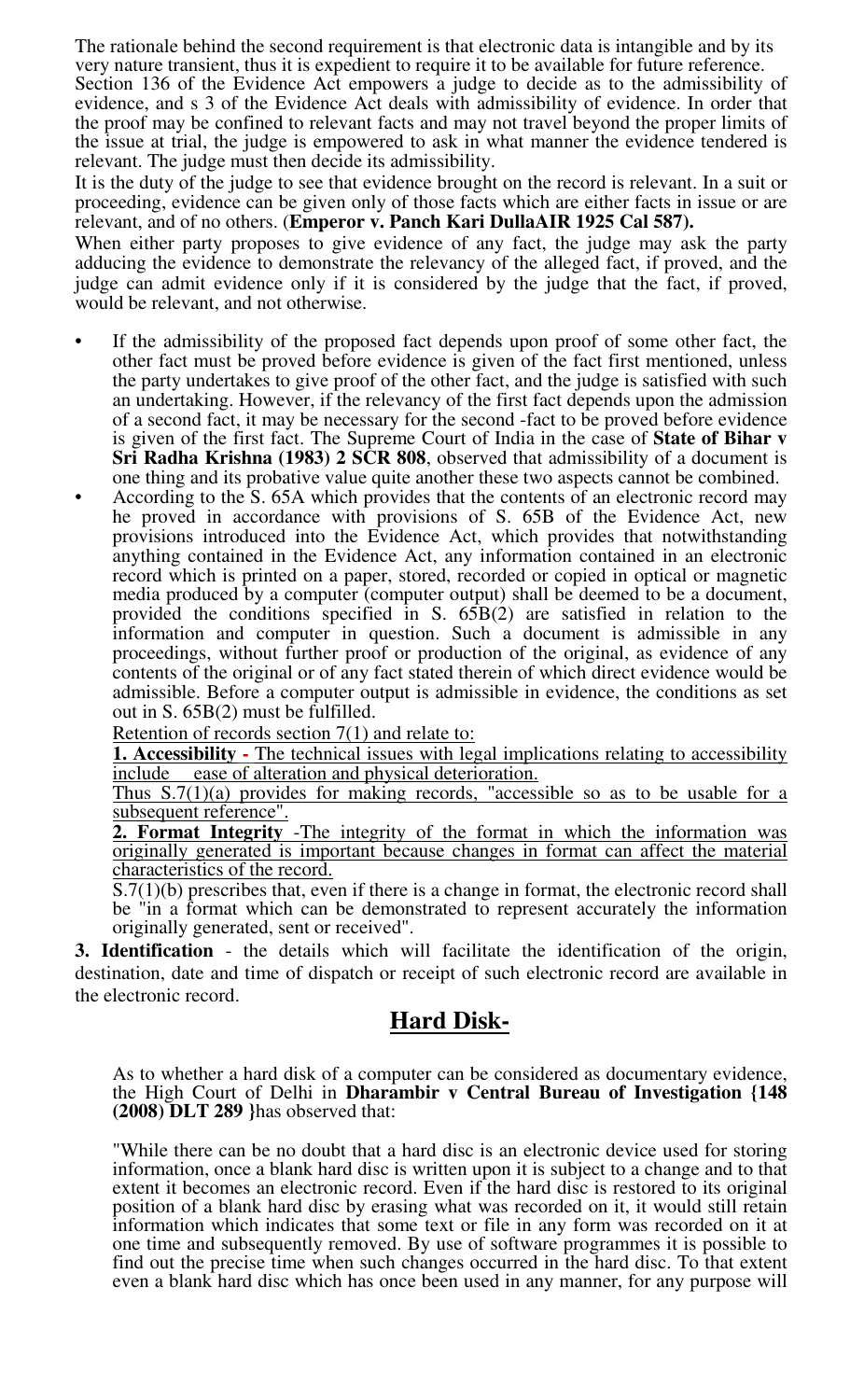The rationale behind the second requirement is that electronic data is intangible and by its very nature transient, thus it is expedient to require it to be available for future reference. Section 136 of the Evidence Act empowers a judge to decide as to the admissibility of evidence, and s 3 of the Evidence Act deals with admissibility of evidence. In order that the proof may be confined to relevant facts and may not travel beyond the proper limits of the issue at trial, the judge is empowered to ask in what manner the evidence tendered is relevant. The judge must then decide its admissibility.

It is the duty of the judge to see that evidence brought on the record is relevant. In a suit or proceeding, evidence can be given only of those facts which are either facts in issue or are relevant, and of no others. (**Emperor v. Panch Kari DullaAIR 1925 Cal 587).**

When either party proposes to give evidence of any fact, the judge may ask the party adducing the evidence to demonstrate the relevancy of the alleged fact, if proved, and the judge can admit evidence only if it is considered by the judge that the fact, if proved, would be relevant, and not otherwise.

- If the admissibility of the proposed fact depends upon proof of some other fact, the other fact must be proved before evidence is given of the fact first mentioned, unless the party undertakes to give proof of the other fact, and the judge is satisfied with such an undertaking. However, if the relevancy of the first fact depends upon the admission of a second fact, it may be necessary for the second -fact to be proved before evidence is given of the first fact. The Supreme Court of India in the case of **State of Bihar v Sri Radha Krishna (1983) 2 SCR 808**, observed that admissibility of a document is one thing and its probative value quite another these two aspects cannot be combined.
- According to the S. 65A which provides that the contents of an electronic record may he proved in accordance with provisions of S. 65B of the Evidence Act, new provisions introduced into the Evidence Act, which provides that notwithstanding anything contained in the Evidence Act, any information contained in an electronic record which is printed on a paper, stored, recorded or copied in optical or magnetic media produced by a computer (computer output) shall be deemed to be a document, provided the conditions specified in S. 65B(2) are satisfied in relation to the information and computer in question. Such a document is admissible in any proceedings, without further proof or production of the original, as evidence of any contents of the original or of any fact stated therein of which direct evidence would be admissible. Before a computer output is admissible in evidence, the conditions as set out in S. 65B(2) must be fulfilled.

  Retention of records section 7(1) and relate to:

  **1. Accessibility -** The technical issues with legal implications relating to accessibility include ease of alteration and physical deterioration.

  Thus S.7(1)(a) provides for making records, "accessible so as to be usable for a subsequent reference".

  **2. Format Integrity** -The integrity of the format in which the information was originally generated is important because changes in format can affect the material characteristics of the record.

  S.7(1)(b) prescribes that, even if there is a change in format, the electronic record shall be "in a format which can be demonstrated to represent accurately the information originally generated, sent or received".

**3. Identification** - the details which will facilitate the identification of the origin, destination, date and time of dispatch or receipt of such electronic record are available in the electronic record.

## Hard Disk-

As to whether a hard disk of a computer can be considered as documentary evidence, the High Court of Delhi in **Dharambir v Central Bureau of Investigation {148 (2008) DLT 289 }**has observed that:

"While there can be no doubt that a hard disc is an electronic device used for storing information, once a blank hard disc is written upon it is subject to a change and to that extent it becomes an electronic record. Even if the hard disc is restored to its original position of a blank hard disc by erasing what was recorded on it, it would still retain information which indicates that some text or file in any form was recorded on it at one time and subsequently removed. By use of software programmes it is possible to find out the precise time when such changes occurred in the hard disc. To that extent even a blank hard disc which has once been used in any manner, for any purpose will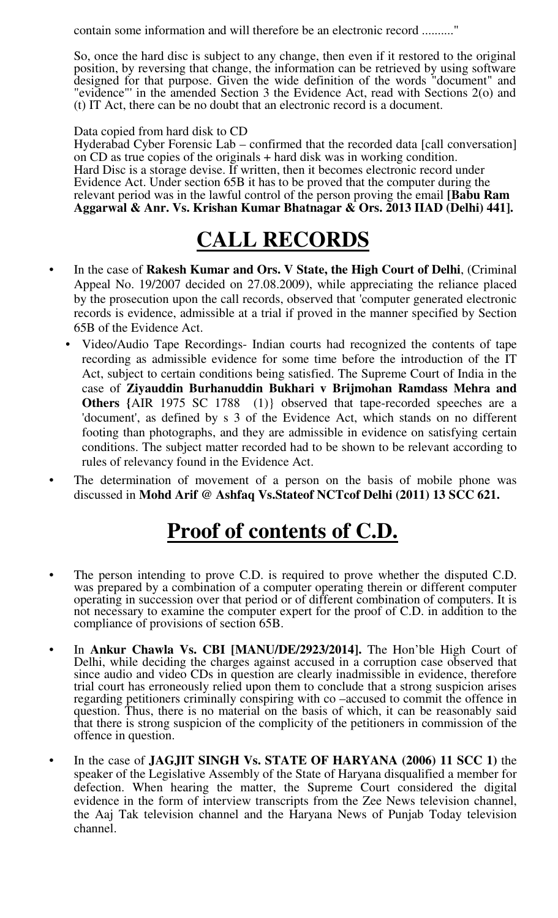contain some information and will therefore be an electronic record .........."

So, once the hard disc is subject to any change, then even if it restored to the original position, by reversing that change, the information can be retrieved by using software designed for that purpose. Given the wide definition of the words "document" and "evidence"' in the amended Section 3 the Evidence Act, read with Sections 2(o) and (t) IT Act, there can be no doubt that an electronic record is a document.

Data copied from hard disk to CD
Hyderabad Cyber Forensic Lab – confirmed that the recorded data [call conversation] on CD as true copies of the originals + hard disk was in working condition.
Hard Disc is a storage devise. If written, then it becomes electronic record under Evidence Act. Under section 65B it has to be proved that the computer during the relevant period was in the lawful control of the person proving the email **[Babu Ram Aggarwal & Anr. Vs. Krishan Kumar Bhatnagar & Ors. 2013 IIAD (Delhi) 441].**

# CALL RECORDS

- In the case of **Rakesh Kumar and Ors. V State, the High Court of Delhi**, (Criminal Appeal No. 19/2007 decided on 27.08.2009), while appreciating the reliance placed by the prosecution upon the call records, observed that 'computer generated electronic records is evidence, admissible at a trial if proved in the manner specified by Section 65B of the Evidence Act.
  - Video/Audio Tape Recordings- Indian courts had recognized the contents of tape recording as admissible evidence for some time before the introduction of the IT Act, subject to certain conditions being satisfied. The Supreme Court of India in the case of **Ziyauddin Burhanuddin Bukhari v Brijmohan Ramdass Mehra and Others {**AIR 1975 SC 1788 (1)} observed that tape-recorded speeches are a 'document', as defined by s 3 of the Evidence Act, which stands on no different footing than photographs, and they are admissible in evidence on satisfying certain conditions. The subject matter recorded had to be shown to be relevant according to rules of relevancy found in the Evidence Act.
- The determination of movement of a person on the basis of mobile phone was discussed in **Mohd Arif @ Ashfaq Vs.Stateof NCTcof Delhi (2011) 13 SCC 621.**

# Proof of contents of C.D.

- The person intending to prove C.D. is required to prove whether the disputed C.D. was prepared by a combination of a computer operating therein or different computer operating in succession over that period or of different combination of computers. It is not necessary to examine the computer expert for the proof of C.D. in addition to the compliance of provisions of section 65B.
- In **Ankur Chawla Vs. CBI [MANU/DE/2923/2014].** The Hon'ble High Court of Delhi, while deciding the charges against accused in a corruption case observed that since audio and video CDs in question are clearly inadmissible in evidence, therefore trial court has erroneously relied upon them to conclude that a strong suspicion arises regarding petitioners criminally conspiring with co –accused to commit the offence in question. Thus, there is no material on the basis of which, it can be reasonably said that there is strong suspicion of the complicity of the petitioners in commission of the offence in question.
- In the case of **JAGJIT SINGH Vs. STATE OF HARYANA (2006) 11 SCC 1)** the speaker of the Legislative Assembly of the State of Haryana disqualified a member for defection. When hearing the matter, the Supreme Court considered the digital evidence in the form of interview transcripts from the Zee News television channel, the Aaj Tak television channel and the Haryana News of Punjab Today television channel.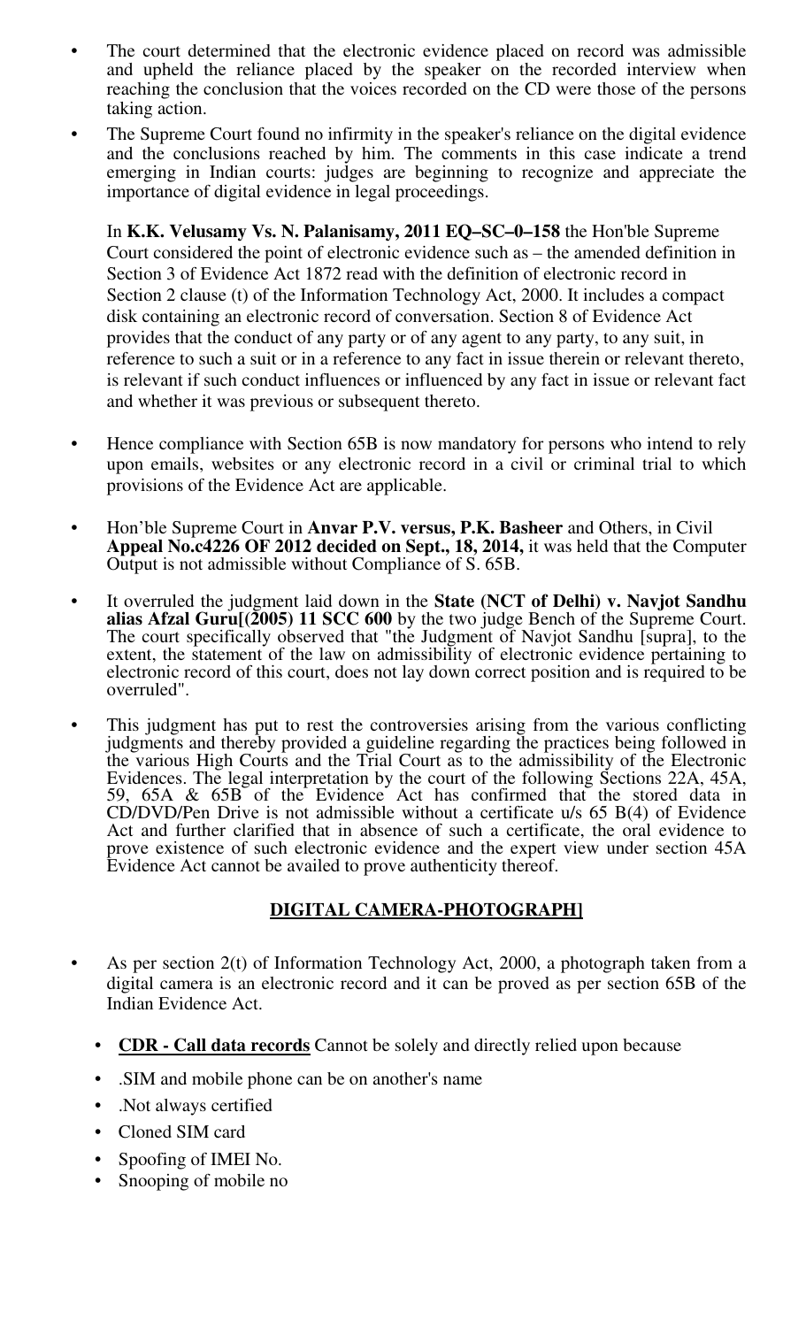- The court determined that the electronic evidence placed on record was admissible and upheld the reliance placed by the speaker on the recorded interview when reaching the conclusion that the voices recorded on the CD were those of the persons taking action.
- The Supreme Court found no infirmity in the speaker's reliance on the digital evidence and the conclusions reached by him. The comments in this case indicate a trend emerging in Indian courts: judges are beginning to recognize and appreciate the importance of digital evidence in legal proceedings.

  In **K.K. Velusamy Vs. N. Palanisamy, 2011 EQ–SC–0–158** the Hon'ble Supreme Court considered the point of electronic evidence such as – the amended definition in Section 3 of Evidence Act 1872 read with the definition of electronic record in Section 2 clause (t) of the Information Technology Act, 2000. It includes a compact disk containing an electronic record of conversation. Section 8 of Evidence Act provides that the conduct of any party or of any agent to any party, to any suit, in reference to such a suit or in a reference to any fact in issue therein or relevant thereto, is relevant if such conduct influences or influenced by any fact in issue or relevant fact and whether it was previous or subsequent thereto.

- Hence compliance with Section 65B is now mandatory for persons who intend to rely upon emails, websites or any electronic record in a civil or criminal trial to which provisions of the Evidence Act are applicable.
- Hon'ble Supreme Court in **Anvar P.V. versus, P.K. Basheer** and Others, in Civil **Appeal No.c4226 OF 2012 decided on Sept., 18, 2014,** it was held that the Computer Output is not admissible without Compliance of S. 65B.
- It overruled the judgment laid down in the **State (NCT of Delhi) v. Navjot Sandhu alias Afzal Guru[(2005) 11 SCC 600** by the two judge Bench of the Supreme Court. The court specifically observed that "the Judgment of Navjot Sandhu [supra], to the extent, the statement of the law on admissibility of electronic evidence pertaining to electronic record of this court, does not lay down correct position and is required to be overruled".
- This judgment has put to rest the controversies arising from the various conflicting judgments and thereby provided a guideline regarding the practices being followed in the various High Courts and the Trial Court as to the admissibility of the Electronic Evidences. The legal interpretation by the court of the following Sections 22A, 45A, 59, 65A & 65B of the Evidence Act has confirmed that the stored data in CD/DVD/Pen Drive is not admissible without a certificate u/s 65 B(4) of Evidence Act and further clarified that in absence of such a certificate, the oral evidence to prove existence of such electronic evidence and the expert view under section 45A Evidence Act cannot be availed to prove authenticity thereof.

## **DIGITAL CAMERA-PHOTOGRAPH]**

- As per section 2(t) of Information Technology Act, 2000, a photograph taken from a digital camera is an electronic record and it can be proved as per section 65B of the Indian Evidence Act.
  - **CDR - Call data records** Cannot be solely and directly relied upon because
  - .SIM and mobile phone can be on another's name
  - .Not always certified
  - Cloned SIM card
  - Spoofing of IMEI No.
  - Snooping of mobile no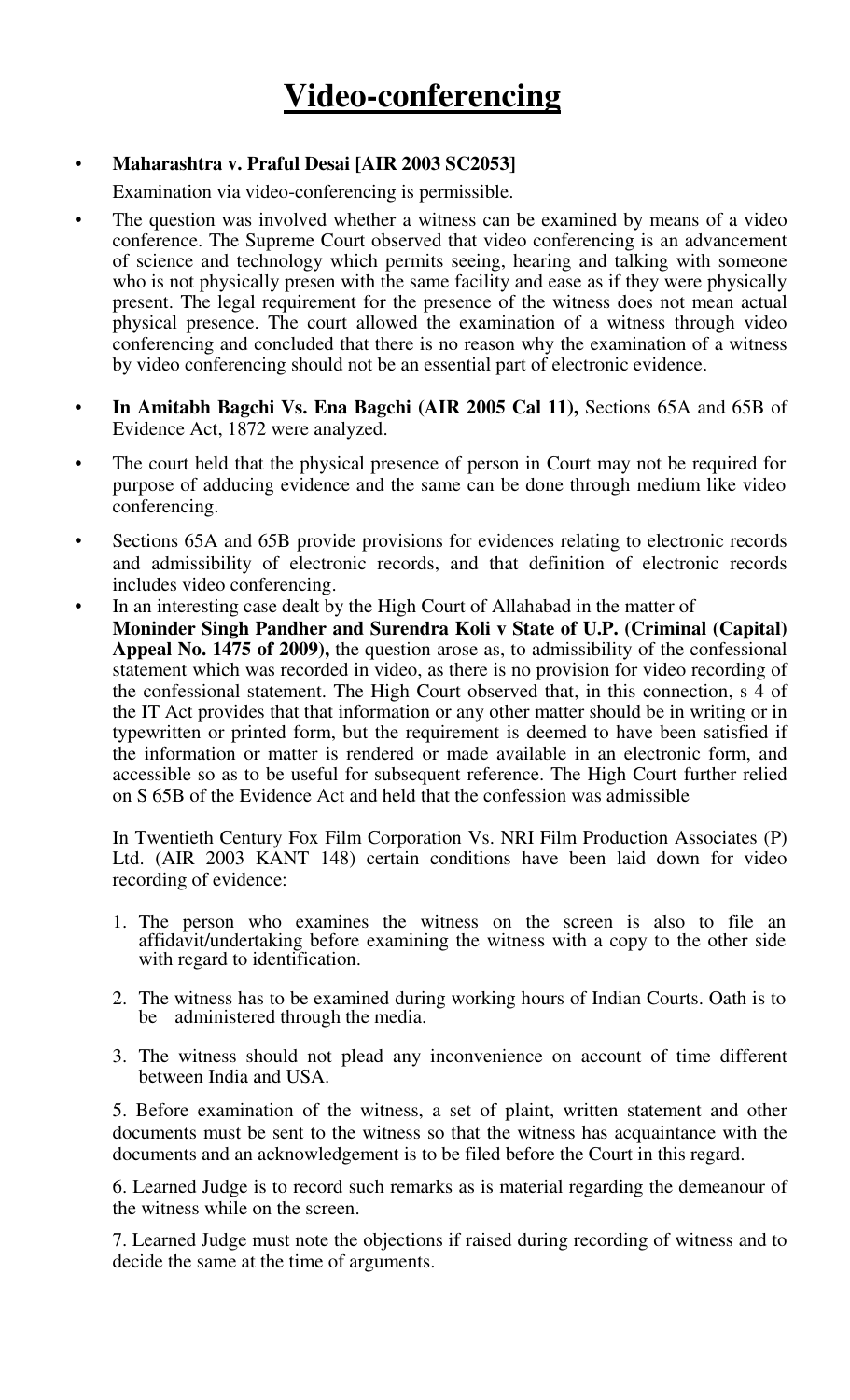# Video-conferencing

- **Maharashtra v. Praful Desai [AIR 2003 SC2053]**

  Examination via video-conferencing is permissible.

- The question was involved whether a witness can be examined by means of a video conference. The Supreme Court observed that video conferencing is an advancement of science and technology which permits seeing, hearing and talking with someone who is not physically presen with the same facility and ease as if they were physically present. The legal requirement for the presence of the witness does not mean actual physical presence. The court allowed the examination of a witness through video conferencing and concluded that there is no reason why the examination of a witness by video conferencing should not be an essential part of electronic evidence.

- **In Amitabh Bagchi Vs. Ena Bagchi (AIR 2005 Cal 11),** Sections 65A and 65B of Evidence Act, 1872 were analyzed.

- The court held that the physical presence of person in Court may not be required for purpose of adducing evidence and the same can be done through medium like video conferencing.

- Sections 65A and 65B provide provisions for evidences relating to electronic records and admissibility of electronic records, and that definition of electronic records includes video conferencing.

- In an interesting case dealt by the High Court of Allahabad in the matter of **Moninder Singh Pandher and Surendra Koli v State of U.P. (Criminal (Capital) Appeal No. 1475 of 2009),** the question arose as, to admissibility of the confessional statement which was recorded in video, as there is no provision for video recording of the confessional statement. The High Court observed that, in this connection, s 4 of the IT Act provides that that information or any other matter should be in writing or in typewritten or printed form, but the requirement is deemed to have been satisfied if the information or matter is rendered or made available in an electronic form, and accessible so as to be useful for subsequent reference. The High Court further relied on S 65B of the Evidence Act and held that the confession was admissible

In Twentieth Century Fox Film Corporation Vs. NRI Film Production Associates (P) Ltd. (AIR 2003 KANT 148) certain conditions have been laid down for video recording of evidence:

1. The person who examines the witness on the screen is also to file an affidavit/undertaking before examining the witness with a copy to the other side with regard to identification.

2. The witness has to be examined during working hours of Indian Courts. Oath is to be administered through the media.

3. The witness should not plead any inconvenience on account of time different between India and USA.

5. Before examination of the witness, a set of plaint, written statement and other documents must be sent to the witness so that the witness has acquaintance with the documents and an acknowledgement is to be filed before the Court in this regard.

6. Learned Judge is to record such remarks as is material regarding the demeanour of the witness while on the screen.

7. Learned Judge must note the objections if raised during recording of witness and to decide the same at the time of arguments.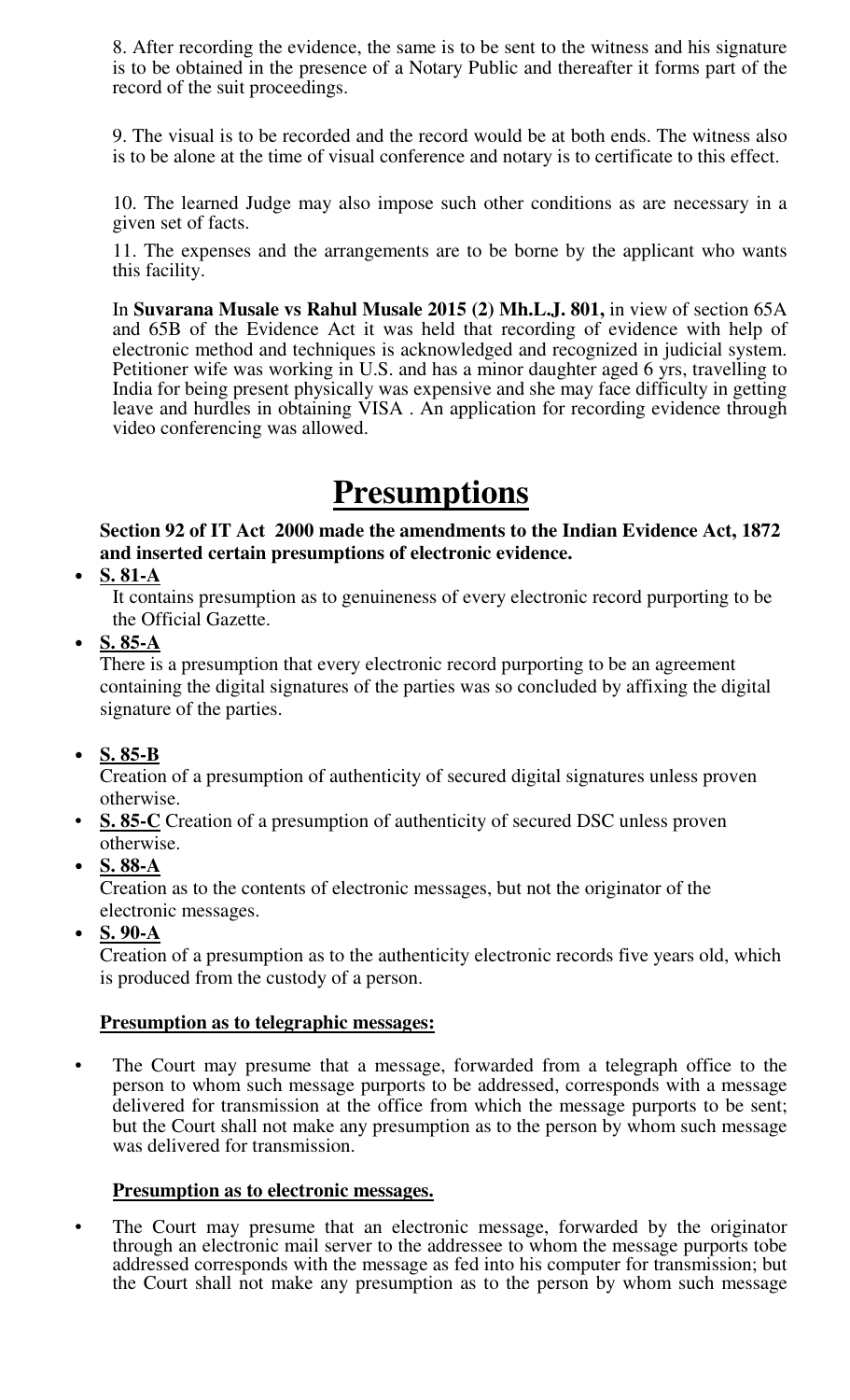8. After recording the evidence, the same is to be sent to the witness and his signature is to be obtained in the presence of a Notary Public and thereafter it forms part of the record of the suit proceedings.

9. The visual is to be recorded and the record would be at both ends. The witness also is to be alone at the time of visual conference and notary is to certificate to this effect.

10. The learned Judge may also impose such other conditions as are necessary in a given set of facts.

11. The expenses and the arrangements are to be borne by the applicant who wants this facility.

In **Suvarana Musale vs Rahul Musale 2015 (2) Mh.L.J. 801,** in view of section 65A and 65B of the Evidence Act it was held that recording of evidence with help of electronic method and techniques is acknowledged and recognized in judicial system. Petitioner wife was working in U.S. and has a minor daughter aged 6 yrs, travelling to India for being present physically was expensive and she may face difficulty in getting leave and hurdles in obtaining VISA . An application for recording evidence through video conferencing was allowed.

# Presumptions

**Section 92 of IT Act 2000 made the amendments to the Indian Evidence Act, 1872 and inserted certain presumptions of electronic evidence.**

- **S. 81-A**
  It contains presumption as to genuineness of every electronic record purporting to be the Official Gazette.
- **S. 85-A**
  There is a presumption that every electronic record purporting to be an agreement containing the digital signatures of the parties was so concluded by affixing the digital signature of the parties.
- **S. 85-B**
  Creation of a presumption of authenticity of secured digital signatures unless proven otherwise.
- **S. 85-C** Creation of a presumption of authenticity of secured DSC unless proven otherwise.
- **S. 88-A**
  Creation as to the contents of electronic messages, but not the originator of the electronic messages.
- **S. 90-A**
  Creation of a presumption as to the authenticity electronic records five years old, which is produced from the custody of a person.

**Presumption as to telegraphic messages:**

- The Court may presume that a message, forwarded from a telegraph office to the person to whom such message purports to be addressed, corresponds with a message delivered for transmission at the office from which the message purports to be sent; but the Court shall not make any presumption as to the person by whom such message was delivered for transmission.

**Presumption as to electronic messages.**

- The Court may presume that an electronic message, forwarded by the originator through an electronic mail server to the addressee to whom the message purports tobe addressed corresponds with the message as fed into his computer for transmission; but the Court shall not make any presumption as to the person by whom such message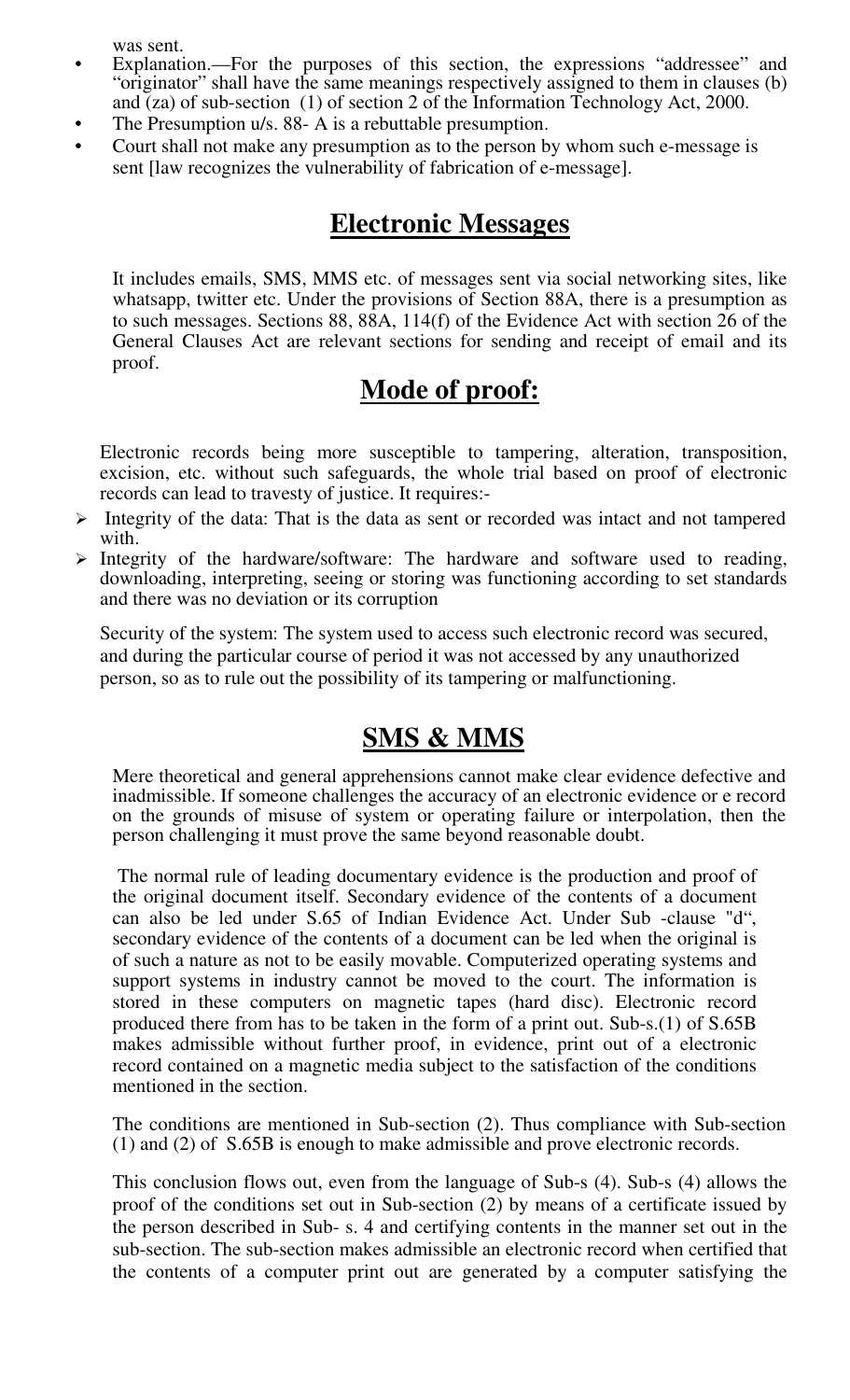was sent.

- Explanation.—For the purposes of this section, the expressions "addressee" and "originator" shall have the same meanings respectively assigned to them in clauses (b) and (za) of sub-section (1) of section 2 of the Information Technology Act, 2000.
- The Presumption u/s. 88- A is a rebuttable presumption.
- Court shall not make any presumption as to the person by whom such e-message is sent [law recognizes the vulnerability of fabrication of e-message].

## Electronic Messages

It includes emails, SMS, MMS etc. of messages sent via social networking sites, like whatsapp, twitter etc. Under the provisions of Section 88A, there is a presumption as to such messages. Sections 88, 88A, 114(f) of the Evidence Act with section 26 of the General Clauses Act are relevant sections for sending and receipt of email and its proof.

## Mode of proof:

Electronic records being more susceptible to tampering, alteration, transposition, excision, etc. without such safeguards, the whole trial based on proof of electronic records can lead to travesty of justice. It requires:-

- Integrity of the data: That is the data as sent or recorded was intact and not tampered with.
- Integrity of the hardware/software: The hardware and software used to reading, downloading, interpreting, seeing or storing was functioning according to set standards and there was no deviation or its corruption

Security of the system: The system used to access such electronic record was secured, and during the particular course of period it was not accessed by any unauthorized person, so as to rule out the possibility of its tampering or malfunctioning.

## SMS & MMS

Mere theoretical and general apprehensions cannot make clear evidence defective and inadmissible. If someone challenges the accuracy of an electronic evidence or e record on the grounds of misuse of system or operating failure or interpolation, then the person challenging it must prove the same beyond reasonable doubt.

The normal rule of leading documentary evidence is the production and proof of the original document itself. Secondary evidence of the contents of a document can also be led under S.65 of Indian Evidence Act. Under Sub -clause "d", secondary evidence of the contents of a document can be led when the original is of such a nature as not to be easily movable. Computerized operating systems and support systems in industry cannot be moved to the court. The information is stored in these computers on magnetic tapes (hard disc). Electronic record produced there from has to be taken in the form of a print out. Sub-s.(1) of S.65B makes admissible without further proof, in evidence, print out of a electronic record contained on a magnetic media subject to the satisfaction of the conditions mentioned in the section.

The conditions are mentioned in Sub-section (2). Thus compliance with Sub-section (1) and (2) of S.65B is enough to make admissible and prove electronic records.

This conclusion flows out, even from the language of Sub-s (4). Sub-s (4) allows the proof of the conditions set out in Sub-section (2) by means of a certificate issued by the person described in Sub- s. 4 and certifying contents in the manner set out in the sub-section. The sub-section makes admissible an electronic record when certified that the contents of a computer print out are generated by a computer satisfying the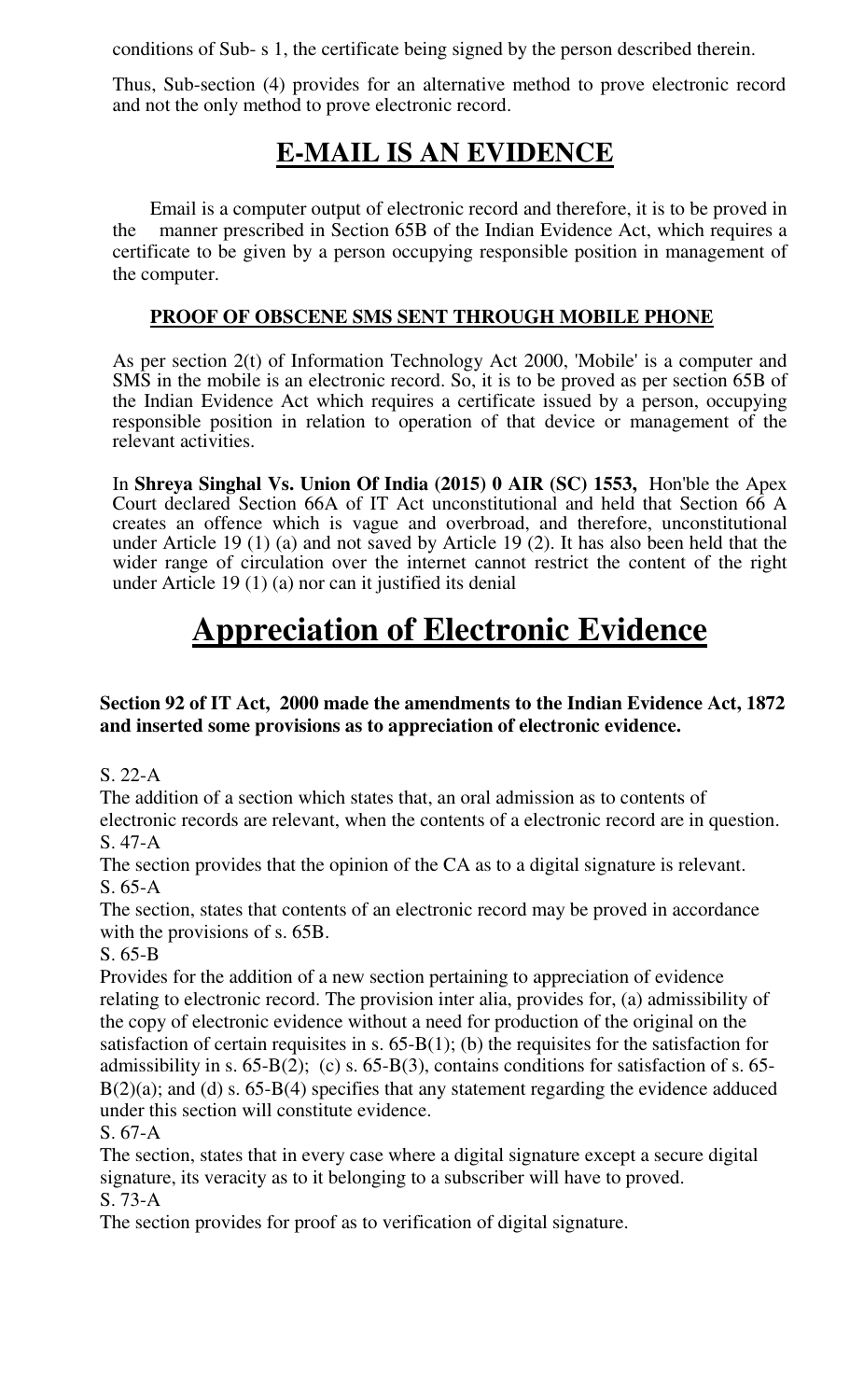conditions of Sub- s 1, the certificate being signed by the person described therein.

Thus, Sub-section (4) provides for an alternative method to prove electronic record and not the only method to prove electronic record.

## E-MAIL IS AN EVIDENCE

Email is a computer output of electronic record and therefore, it is to be proved in the manner prescribed in Section 65B of the Indian Evidence Act, which requires a certificate to be given by a person occupying responsible position in management of the computer.

### PROOF OF OBSCENE SMS SENT THROUGH MOBILE PHONE

As per section 2(t) of Information Technology Act 2000, 'Mobile' is a computer and SMS in the mobile is an electronic record. So, it is to be proved as per section 65B of the Indian Evidence Act which requires a certificate issued by a person, occupying responsible position in relation to operation of that device or management of the relevant activities.

In **Shreya Singhal Vs. Union Of India (2015) 0 AIR (SC) 1553,** Hon'ble the Apex Court declared Section 66A of IT Act unconstitutional and held that Section 66 A creates an offence which is vague and overbroad, and therefore, unconstitutional under Article 19 (1) (a) and not saved by Article 19 (2). It has also been held that the wider range of circulation over the internet cannot restrict the content of the right under Article 19 (1) (a) nor can it justified its denial

# Appreciation of Electronic Evidence

**Section 92 of IT Act, 2000 made the amendments to the Indian Evidence Act, 1872 and inserted some provisions as to appreciation of electronic evidence.**

S. 22-A

The addition of a section which states that, an oral admission as to contents of electronic records are relevant, when the contents of a electronic record are in question.

S. 47-A

The section provides that the opinion of the CA as to a digital signature is relevant.

S. 65-A

The section, states that contents of an electronic record may be proved in accordance with the provisions of s. 65B.

S. 65-B

Provides for the addition of a new section pertaining to appreciation of evidence relating to electronic record. The provision inter alia, provides for, (a) admissibility of the copy of electronic evidence without a need for production of the original on the satisfaction of certain requisites in s. 65-B(1); (b) the requisites for the satisfaction for admissibility in s. 65-B(2); (c) s. 65-B(3), contains conditions for satisfaction of s. 65-B(2)(a); and (d) s. 65-B(4) specifies that any statement regarding the evidence adduced under this section will constitute evidence.

S. 67-A

The section, states that in every case where a digital signature except a secure digital signature, its veracity as to it belonging to a subscriber will have to proved.

S. 73-A

The section provides for proof as to verification of digital signature.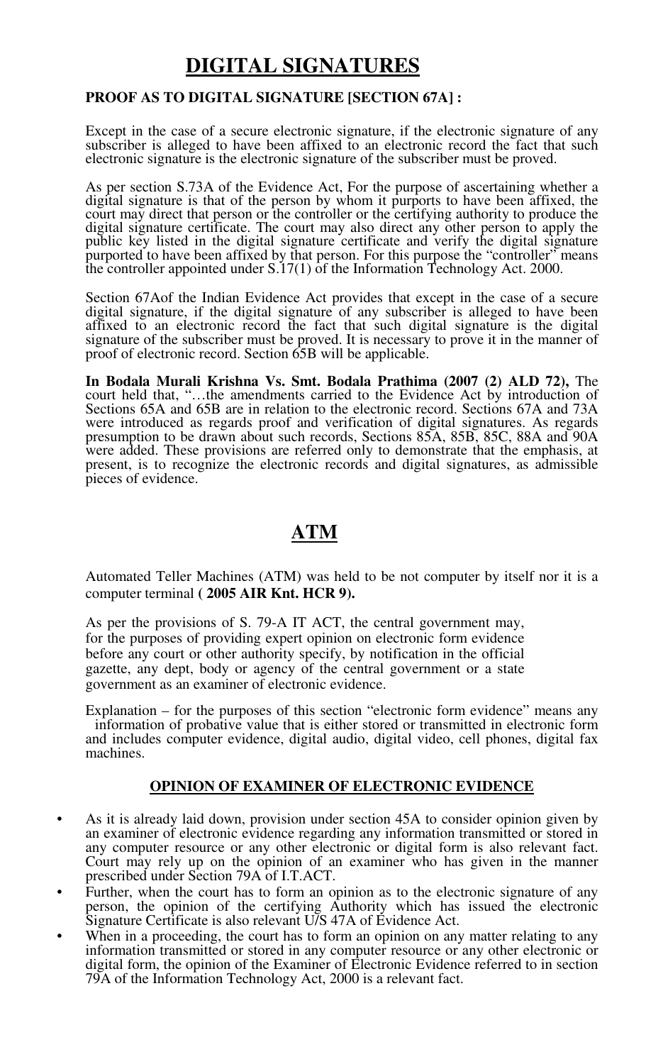# DIGITAL SIGNATURES

**PROOF AS TO DIGITAL SIGNATURE [SECTION 67A] :**

Except in the case of a secure electronic signature, if the electronic signature of any subscriber is alleged to have been affixed to an electronic record the fact that such electronic signature is the electronic signature of the subscriber must be proved.

As per section S.73A of the Evidence Act, For the purpose of ascertaining whether a digital signature is that of the person by whom it purports to have been affixed, the court may direct that person or the controller or the certifying authority to produce the digital signature certificate. The court may also direct any other person to apply the public key listed in the digital signature certificate and verify the digital signature purported to have been affixed by that person. For this purpose the "controller" means the controller appointed under S.17(1) of the Information Technology Act. 2000.

Section 67Aof the Indian Evidence Act provides that except in the case of a secure digital signature, if the digital signature of any subscriber is alleged to have been affixed to an electronic record the fact that such digital signature is the digital signature of the subscriber must be proved. It is necessary to prove it in the manner of proof of electronic record. Section 65B will be applicable.

**In Bodala Murali Krishna Vs. Smt. Bodala Prathima (2007 (2) ALD 72),** The court held that, "…the amendments carried to the Evidence Act by introduction of Sections 65A and 65B are in relation to the electronic record. Sections 67A and 73A were introduced as regards proof and verification of digital signatures. As regards presumption to be drawn about such records, Sections 85A, 85B, 85C, 88A and 90A were added. These provisions are referred only to demonstrate that the emphasis, at present, is to recognize the electronic records and digital signatures, as admissible pieces of evidence.

# ATM

Automated Teller Machines (ATM) was held to be not computer by itself nor it is a computer terminal **( 2005 AIR Knt. HCR 9).**

As per the provisions of S. 79-A IT ACT, the central government may, for the purposes of providing expert opinion on electronic form evidence before any court or other authority specify, by notification in the official gazette, any dept, body or agency of the central government or a state government as an examiner of electronic evidence.

Explanation – for the purposes of this section "electronic form evidence" means any information of probative value that is either stored or transmitted in electronic form and includes computer evidence, digital audio, digital video, cell phones, digital fax machines.

### OPINION OF EXAMINER OF ELECTRONIC EVIDENCE

- As it is already laid down, provision under section 45A to consider opinion given by an examiner of electronic evidence regarding any information transmitted or stored in any computer resource or any other electronic or digital form is also relevant fact. Court may rely up on the opinion of an examiner who has given in the manner prescribed under Section 79A of I.T.ACT.
- Further, when the court has to form an opinion as to the electronic signature of any person, the opinion of the certifying Authority which has issued the electronic Signature Certificate is also relevant U/S 47A of Evidence Act.
- When in a proceeding, the court has to form an opinion on any matter relating to any information transmitted or stored in any computer resource or any other electronic or digital form, the opinion of the Examiner of Electronic Evidence referred to in section 79A of the Information Technology Act, 2000 is a relevant fact.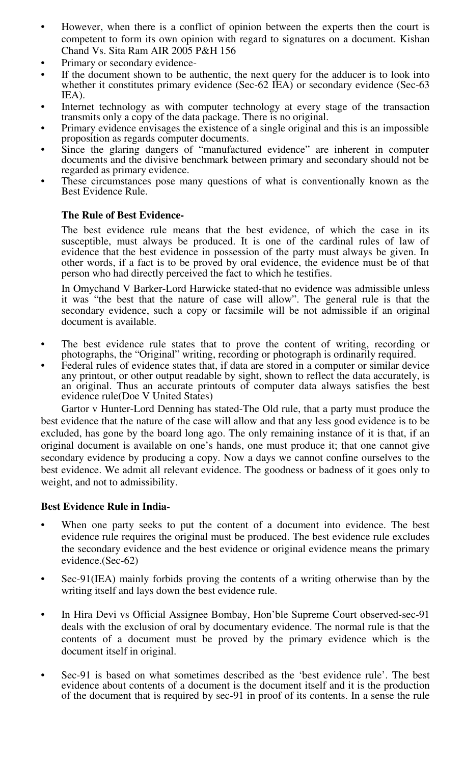- However, when there is a conflict of opinion between the experts then the court is competent to form its own opinion with regard to signatures on a document. Kishan Chand Vs. Sita Ram AIR 2005 P&H 156
- Primary or secondary evidence-
- If the document shown to be authentic, the next query for the adducer is to look into whether it constitutes primary evidence (Sec-62 IEA) or secondary evidence (Sec-63 IEA).
- Internet technology as with computer technology at every stage of the transaction transmits only a copy of the data package. There is no original.
- Primary evidence envisages the existence of a single original and this is an impossible proposition as regards computer documents.
- Since the glaring dangers of "manufactured evidence" are inherent in computer documents and the divisive benchmark between primary and secondary should not be regarded as primary evidence.
- These circumstances pose many questions of what is conventionally known as the Best Evidence Rule.

**The Rule of Best Evidence-**

The best evidence rule means that the best evidence, of which the case in its susceptible, must always be produced. It is one of the cardinal rules of law of evidence that the best evidence in possession of the party must always be given. In other words, if a fact is to be proved by oral evidence, the evidence must be of that person who had directly perceived the fact to which he testifies.

In Omychand V Barker-Lord Harwicke stated-that no evidence was admissible unless it was "the best that the nature of case will allow". The general rule is that the secondary evidence, such a copy or facsimile will be not admissible if an original document is available.

- The best evidence rule states that to prove the content of writing, recording or photographs, the "Original" writing, recording or photograph is ordinarily required.
- Federal rules of evidence states that, if data are stored in a computer or similar device any printout, or other output readable by sight, shown to reflect the data accurately, is an original. Thus an accurate printouts of computer data always satisfies the best evidence rule(Doe V United States)

Gartor v Hunter-Lord Denning has stated-The Old rule, that a party must produce the best evidence that the nature of the case will allow and that any less good evidence is to be excluded, has gone by the board long ago. The only remaining instance of it is that, if an original document is available on one's hands, one must produce it; that one cannot give secondary evidence by producing a copy. Now a days we cannot confine ourselves to the best evidence. We admit all relevant evidence. The goodness or badness of it goes only to weight, and not to admissibility.

**Best Evidence Rule in India-**

- When one party seeks to put the content of a document into evidence. The best evidence rule requires the original must be produced. The best evidence rule excludes the secondary evidence and the best evidence or original evidence means the primary evidence.(Sec-62)
- Sec-91(IEA) mainly forbids proving the contents of a writing otherwise than by the writing itself and lays down the best evidence rule.
- In Hira Devi vs Official Assignee Bombay, Hon'ble Supreme Court observed-sec-91 deals with the exclusion of oral by documentary evidence. The normal rule is that the contents of a document must be proved by the primary evidence which is the document itself in original.
- Sec-91 is based on what sometimes described as the 'best evidence rule'. The best evidence about contents of a document is the document itself and it is the production of the document that is required by sec-91 in proof of its contents. In a sense the rule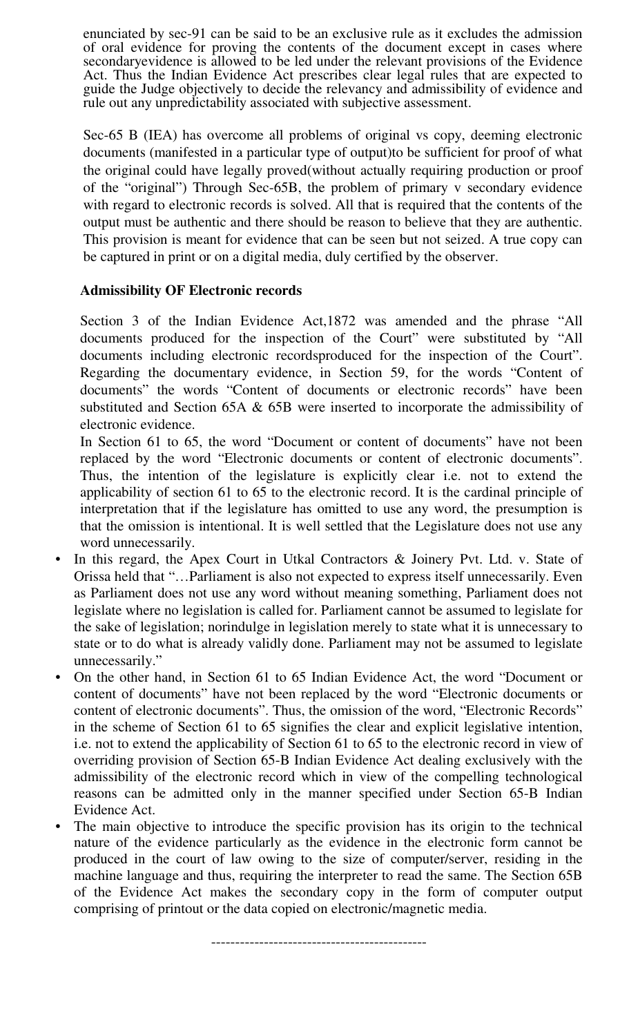enunciated by sec-91 can be said to be an exclusive rule as it excludes the admission of oral evidence for proving the contents of the document except in cases where secondaryevidence is allowed to be led under the relevant provisions of the Evidence Act. Thus the Indian Evidence Act prescribes clear legal rules that are expected to guide the Judge objectively to decide the relevancy and admissibility of evidence and rule out any unpredictability associated with subjective assessment.

Sec-65 B (IEA) has overcome all problems of original vs copy, deeming electronic documents (manifested in a particular type of output)to be sufficient for proof of what the original could have legally proved(without actually requiring production or proof of the "original") Through Sec-65B, the problem of primary v secondary evidence with regard to electronic records is solved. All that is required that the contents of the output must be authentic and there should be reason to believe that they are authentic. This provision is meant for evidence that can be seen but not seized. A true copy can be captured in print or on a digital media, duly certified by the observer.

**Admissibility OF Electronic records**

Section 3 of the Indian Evidence Act,1872 was amended and the phrase "All documents produced for the inspection of the Court" were substituted by "All documents including electronic recordsproduced for the inspection of the Court". Regarding the documentary evidence, in Section 59, for the words "Content of documents" the words "Content of documents or electronic records" have been substituted and Section 65A & 65B were inserted to incorporate the admissibility of electronic evidence.

In Section 61 to 65, the word "Document or content of documents" have not been replaced by the word "Electronic documents or content of electronic documents". Thus, the intention of the legislature is explicitly clear i.e. not to extend the applicability of section 61 to 65 to the electronic record. It is the cardinal principle of interpretation that if the legislature has omitted to use any word, the presumption is that the omission is intentional. It is well settled that the Legislature does not use any word unnecessarily.

- In this regard, the Apex Court in Utkal Contractors & Joinery Pvt. Ltd. v. State of Orissa held that "…Parliament is also not expected to express itself unnecessarily. Even as Parliament does not use any word without meaning something, Parliament does not legislate where no legislation is called for. Parliament cannot be assumed to legislate for the sake of legislation; norindulge in legislation merely to state what it is unnecessary to state or to do what is already validly done. Parliament may not be assumed to legislate unnecessarily."
- On the other hand, in Section 61 to 65 Indian Evidence Act, the word "Document or content of documents" have not been replaced by the word "Electronic documents or content of electronic documents". Thus, the omission of the word, "Electronic Records" in the scheme of Section 61 to 65 signifies the clear and explicit legislative intention, i.e. not to extend the applicability of Section 61 to 65 to the electronic record in view of overriding provision of Section 65-B Indian Evidence Act dealing exclusively with the admissibility of the electronic record which in view of the compelling technological reasons can be admitted only in the manner specified under Section 65-B Indian Evidence Act.
- The main objective to introduce the specific provision has its origin to the technical nature of the evidence particularly as the evidence in the electronic form cannot be produced in the court of law owing to the size of computer/server, residing in the machine language and thus, requiring the interpreter to read the same. The Section 65B of the Evidence Act makes the secondary copy in the form of computer output comprising of printout or the data copied on electronic/magnetic media.

---